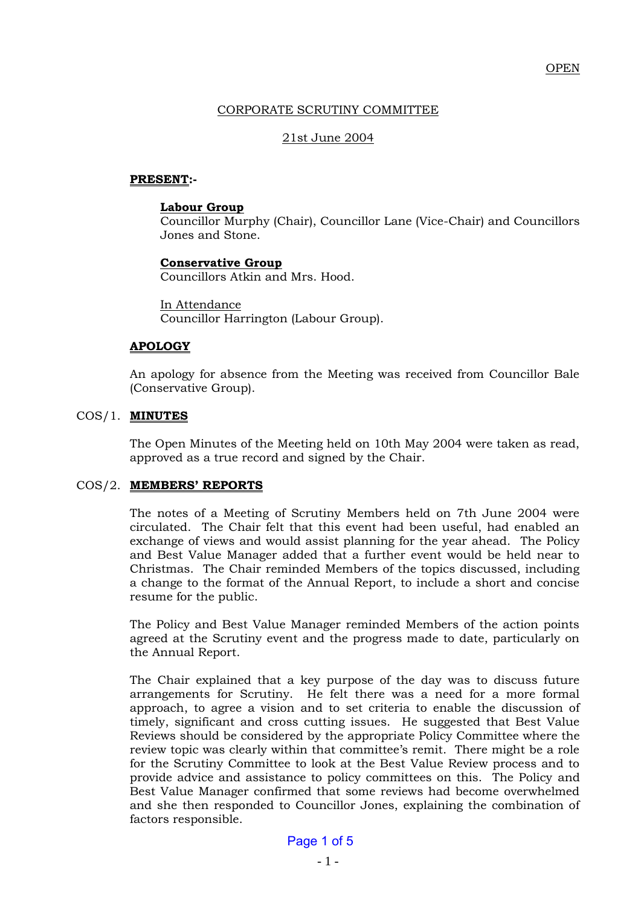OPEN

# CORPORATE SCRUTINY COMMITTEE

## 21st June 2004

**PRESENT:-**

**Labour Group**
Councillor Murphy (Chair), Councillor Lane (Vice-Chair) and Councillors Jones and Stone.

**Conservative Group**
Councillors Atkin and Mrs. Hood.

In Attendance
Councillor Harrington (Labour Group).

**APOLOGY**

An apology for absence from the Meeting was received from Councillor Bale (Conservative Group).

COS/1. **MINUTES**

The Open Minutes of the Meeting held on 10th May 2004 were taken as read, approved as a true record and signed by the Chair.

COS/2. **MEMBERS' REPORTS**

The notes of a Meeting of Scrutiny Members held on 7th June 2004 were circulated. The Chair felt that this event had been useful, had enabled an exchange of views and would assist planning for the year ahead. The Policy and Best Value Manager added that a further event would be held near to Christmas. The Chair reminded Members of the topics discussed, including a change to the format of the Annual Report, to include a short and concise resume for the public.

The Policy and Best Value Manager reminded Members of the action points agreed at the Scrutiny event and the progress made to date, particularly on the Annual Report.

The Chair explained that a key purpose of the day was to discuss future arrangements for Scrutiny. He felt there was a need for a more formal approach, to agree a vision and to set criteria to enable the discussion of timely, significant and cross cutting issues. He suggested that Best Value Reviews should be considered by the appropriate Policy Committee where the review topic was clearly within that committee's remit. There might be a role for the Scrutiny Committee to look at the Best Value Review process and to provide advice and assistance to policy committees on this. The Policy and Best Value Manager confirmed that some reviews had become overwhelmed and she then responded to Councillor Jones, explaining the combination of factors responsible.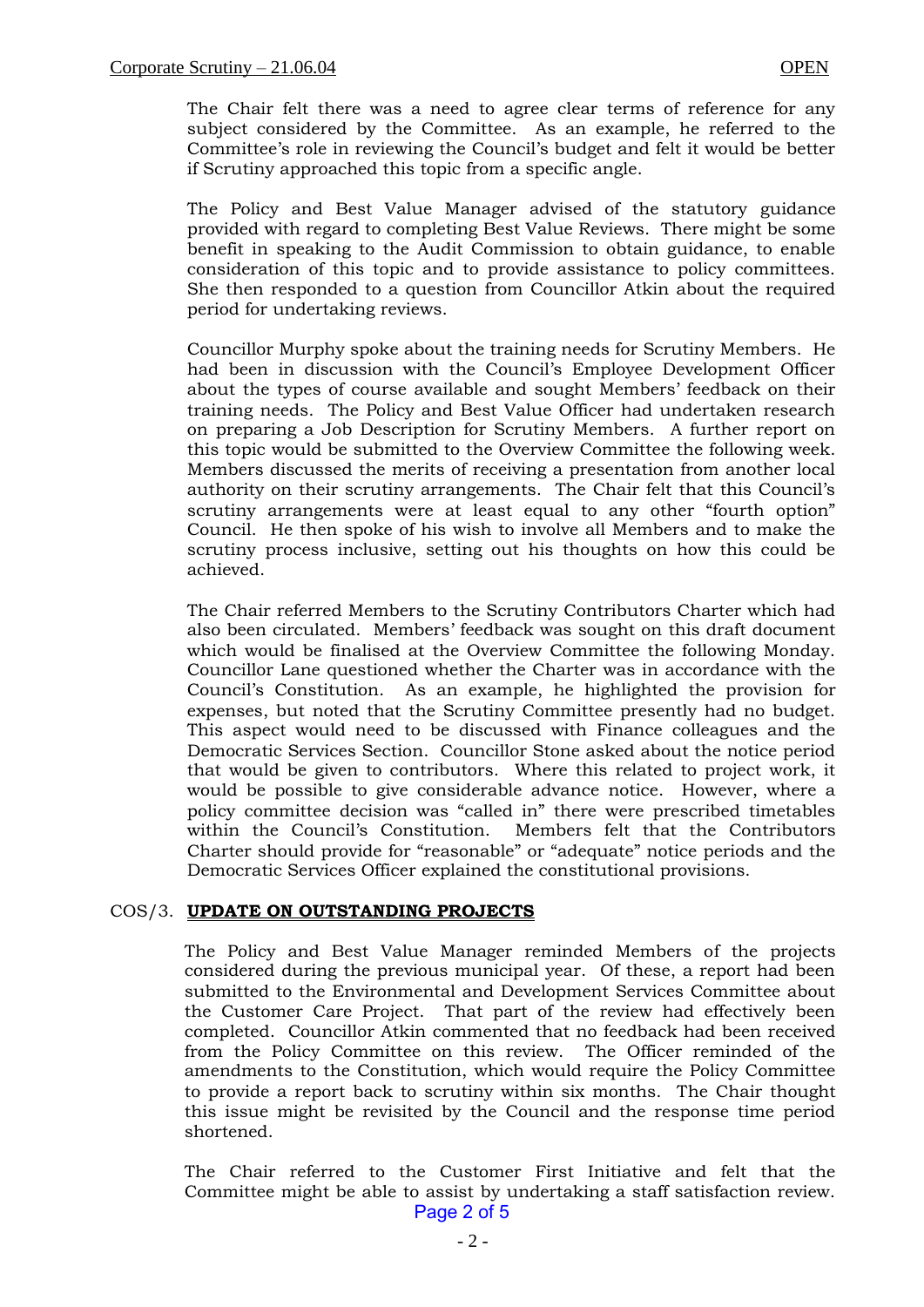The Chair felt there was a need to agree clear terms of reference for any subject considered by the Committee. As an example, he referred to the Committee's role in reviewing the Council's budget and felt it would be better if Scrutiny approached this topic from a specific angle.

The Policy and Best Value Manager advised of the statutory guidance provided with regard to completing Best Value Reviews. There might be some benefit in speaking to the Audit Commission to obtain guidance, to enable consideration of this topic and to provide assistance to policy committees. She then responded to a question from Councillor Atkin about the required period for undertaking reviews.

Councillor Murphy spoke about the training needs for Scrutiny Members. He had been in discussion with the Council's Employee Development Officer about the types of course available and sought Members' feedback on their training needs. The Policy and Best Value Officer had undertaken research on preparing a Job Description for Scrutiny Members. A further report on this topic would be submitted to the Overview Committee the following week. Members discussed the merits of receiving a presentation from another local authority on their scrutiny arrangements. The Chair felt that this Council's scrutiny arrangements were at least equal to any other "fourth option" Council. He then spoke of his wish to involve all Members and to make the scrutiny process inclusive, setting out his thoughts on how this could be achieved.

The Chair referred Members to the Scrutiny Contributors Charter which had also been circulated. Members' feedback was sought on this draft document which would be finalised at the Overview Committee the following Monday. Councillor Lane questioned whether the Charter was in accordance with the Council's Constitution. As an example, he highlighted the provision for expenses, but noted that the Scrutiny Committee presently had no budget. This aspect would need to be discussed with Finance colleagues and the Democratic Services Section. Councillor Stone asked about the notice period that would be given to contributors. Where this related to project work, it would be possible to give considerable advance notice. However, where a policy committee decision was "called in" there were prescribed timetables within the Council's Constitution. Members felt that the Contributors Charter should provide for "reasonable" or "adequate" notice periods and the Democratic Services Officer explained the constitutional provisions.

## COS/3. **UPDATE ON OUTSTANDING PROJECTS**

The Policy and Best Value Manager reminded Members of the projects considered during the previous municipal year. Of these, a report had been submitted to the Environmental and Development Services Committee about the Customer Care Project. That part of the review had effectively been completed. Councillor Atkin commented that no feedback had been received from the Policy Committee on this review. The Officer reminded of the amendments to the Constitution, which would require the Policy Committee to provide a report back to scrutiny within six months. The Chair thought this issue might be revisited by the Council and the response time period shortened.

The Chair referred to the Customer First Initiative and felt that the Committee might be able to assist by undertaking a staff satisfaction review.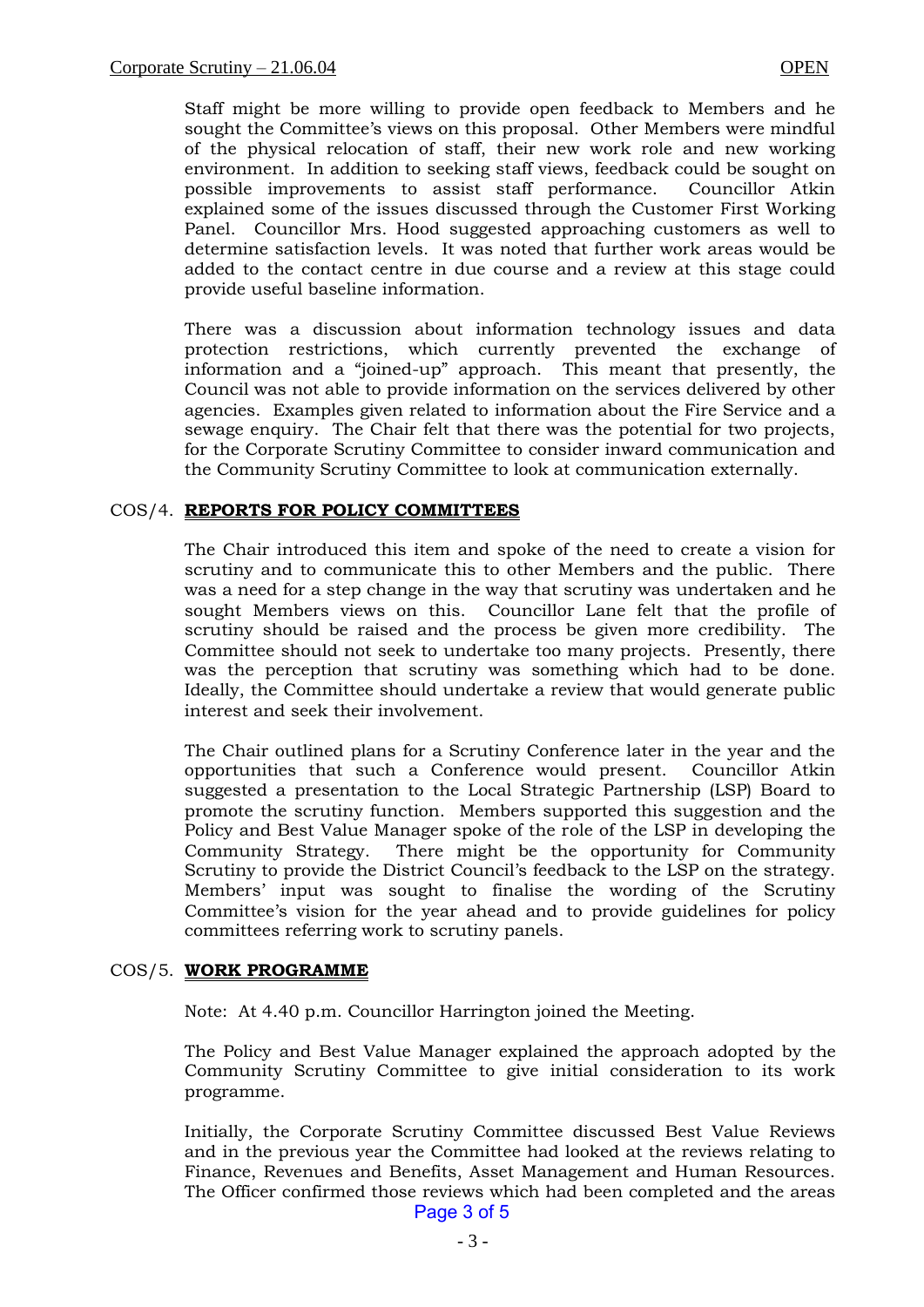Staff might be more willing to provide open feedback to Members and he sought the Committee's views on this proposal. Other Members were mindful of the physical relocation of staff, their new work role and new working environment. In addition to seeking staff views, feedback could be sought on possible improvements to assist staff performance. Councillor Atkin explained some of the issues discussed through the Customer First Working Panel. Councillor Mrs. Hood suggested approaching customers as well to determine satisfaction levels. It was noted that further work areas would be added to the contact centre in due course and a review at this stage could provide useful baseline information.

There was a discussion about information technology issues and data protection restrictions, which currently prevented the exchange of information and a "joined-up" approach. This meant that presently, the Council was not able to provide information on the services delivered by other agencies. Examples given related to information about the Fire Service and a sewage enquiry. The Chair felt that there was the potential for two projects, for the Corporate Scrutiny Committee to consider inward communication and the Community Scrutiny Committee to look at communication externally.

## COS/4. **REPORTS FOR POLICY COMMITTEES**

The Chair introduced this item and spoke of the need to create a vision for scrutiny and to communicate this to other Members and the public. There was a need for a step change in the way that scrutiny was undertaken and he sought Members views on this. Councillor Lane felt that the profile of scrutiny should be raised and the process be given more credibility. The Committee should not seek to undertake too many projects. Presently, there was the perception that scrutiny was something which had to be done. Ideally, the Committee should undertake a review that would generate public interest and seek their involvement.

The Chair outlined plans for a Scrutiny Conference later in the year and the opportunities that such a Conference would present. Councillor Atkin suggested a presentation to the Local Strategic Partnership (LSP) Board to promote the scrutiny function. Members supported this suggestion and the Policy and Best Value Manager spoke of the role of the LSP in developing the Community Strategy. There might be the opportunity for Community Scrutiny to provide the District Council's feedback to the LSP on the strategy. Members' input was sought to finalise the wording of the Scrutiny Committee's vision for the year ahead and to provide guidelines for policy committees referring work to scrutiny panels.

## COS/5. **WORK PROGRAMME**

Note: At 4.40 p.m. Councillor Harrington joined the Meeting.

The Policy and Best Value Manager explained the approach adopted by the Community Scrutiny Committee to give initial consideration to its work programme.

Initially, the Corporate Scrutiny Committee discussed Best Value Reviews and in the previous year the Committee had looked at the reviews relating to Finance, Revenues and Benefits, Asset Management and Human Resources. The Officer confirmed those reviews which had been completed and the areas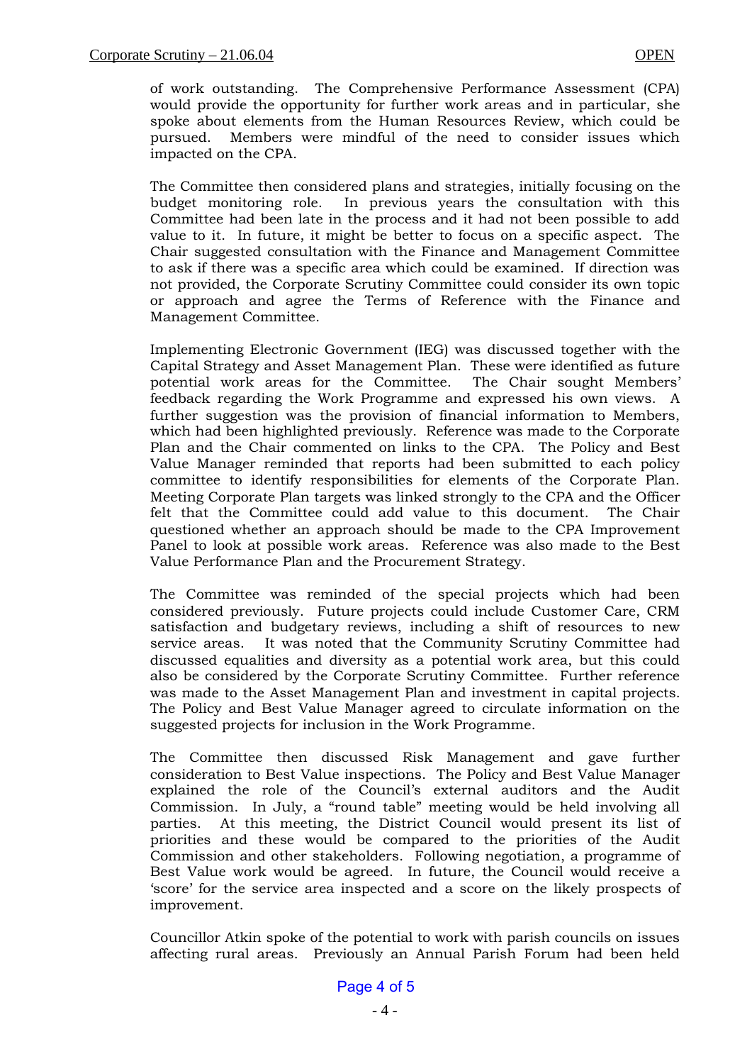of work outstanding. The Comprehensive Performance Assessment (CPA) would provide the opportunity for further work areas and in particular, she spoke about elements from the Human Resources Review, which could be pursued. Members were mindful of the need to consider issues which impacted on the CPA.

The Committee then considered plans and strategies, initially focusing on the budget monitoring role. In previous years the consultation with this Committee had been late in the process and it had not been possible to add value to it. In future, it might be better to focus on a specific aspect. The Chair suggested consultation with the Finance and Management Committee to ask if there was a specific area which could be examined. If direction was not provided, the Corporate Scrutiny Committee could consider its own topic or approach and agree the Terms of Reference with the Finance and Management Committee.

Implementing Electronic Government (IEG) was discussed together with the Capital Strategy and Asset Management Plan. These were identified as future potential work areas for the Committee. The Chair sought Members' feedback regarding the Work Programme and expressed his own views. A further suggestion was the provision of financial information to Members, which had been highlighted previously. Reference was made to the Corporate Plan and the Chair commented on links to the CPA. The Policy and Best Value Manager reminded that reports had been submitted to each policy committee to identify responsibilities for elements of the Corporate Plan. Meeting Corporate Plan targets was linked strongly to the CPA and the Officer felt that the Committee could add value to this document. The Chair questioned whether an approach should be made to the CPA Improvement Panel to look at possible work areas. Reference was also made to the Best Value Performance Plan and the Procurement Strategy.

The Committee was reminded of the special projects which had been considered previously. Future projects could include Customer Care, CRM satisfaction and budgetary reviews, including a shift of resources to new service areas. It was noted that the Community Scrutiny Committee had discussed equalities and diversity as a potential work area, but this could also be considered by the Corporate Scrutiny Committee. Further reference was made to the Asset Management Plan and investment in capital projects. The Policy and Best Value Manager agreed to circulate information on the suggested projects for inclusion in the Work Programme.

The Committee then discussed Risk Management and gave further consideration to Best Value inspections. The Policy and Best Value Manager explained the role of the Council's external auditors and the Audit Commission. In July, a "round table" meeting would be held involving all parties. At this meeting, the District Council would present its list of priorities and these would be compared to the priorities of the Audit Commission and other stakeholders. Following negotiation, a programme of Best Value work would be agreed. In future, the Council would receive a 'score' for the service area inspected and a score on the likely prospects of improvement.

Councillor Atkin spoke of the potential to work with parish councils on issues affecting rural areas. Previously an Annual Parish Forum had been held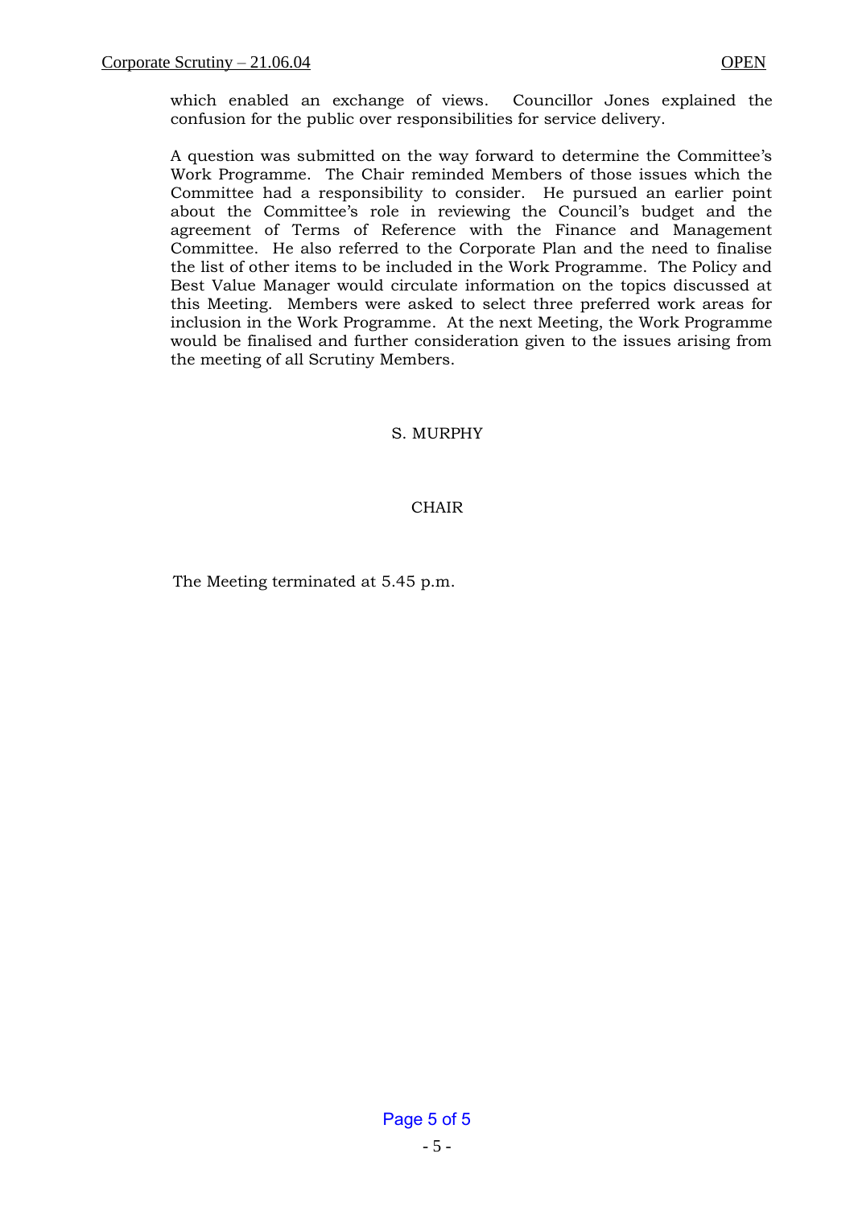which enabled an exchange of views. Councillor Jones explained the confusion for the public over responsibilities for service delivery.

A question was submitted on the way forward to determine the Committee's Work Programme. The Chair reminded Members of those issues which the Committee had a responsibility to consider. He pursued an earlier point about the Committee's role in reviewing the Council's budget and the agreement of Terms of Reference with the Finance and Management Committee. He also referred to the Corporate Plan and the need to finalise the list of other items to be included in the Work Programme. The Policy and Best Value Manager would circulate information on the topics discussed at this Meeting. Members were asked to select three preferred work areas for inclusion in the Work Programme. At the next Meeting, the Work Programme would be finalised and further consideration given to the issues arising from the meeting of all Scrutiny Members.

S. MURPHY

CHAIR

The Meeting terminated at 5.45 p.m.